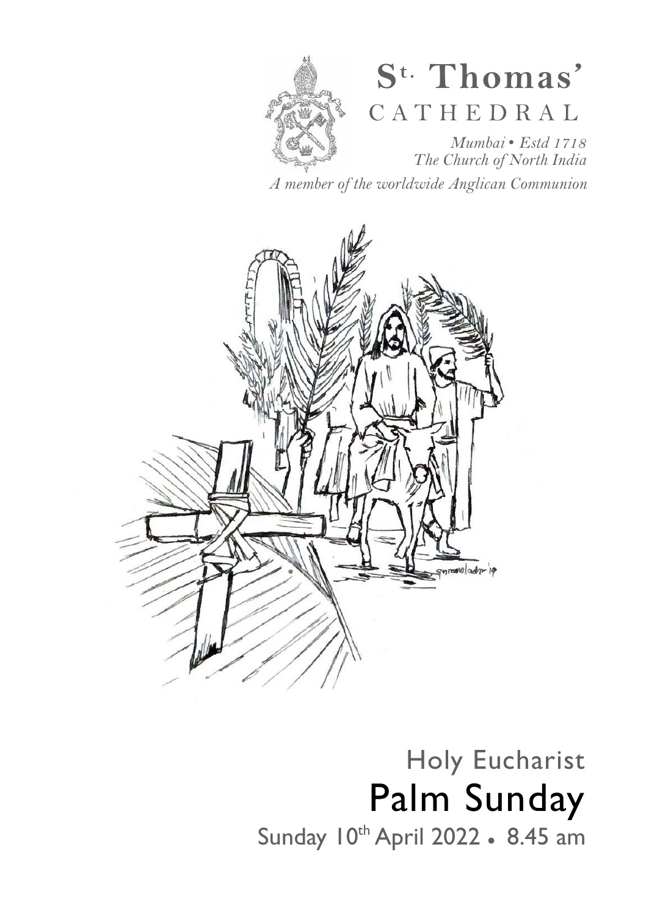# St. Thomas' CATHEDRAL

*Mumbai • Estd 1718*
*The Church of North India*

*A member of the worldwide Anglican Communion*

## Holy Eucharist

# Palm Sunday

Sunday 10th April 2022 • 8.45 am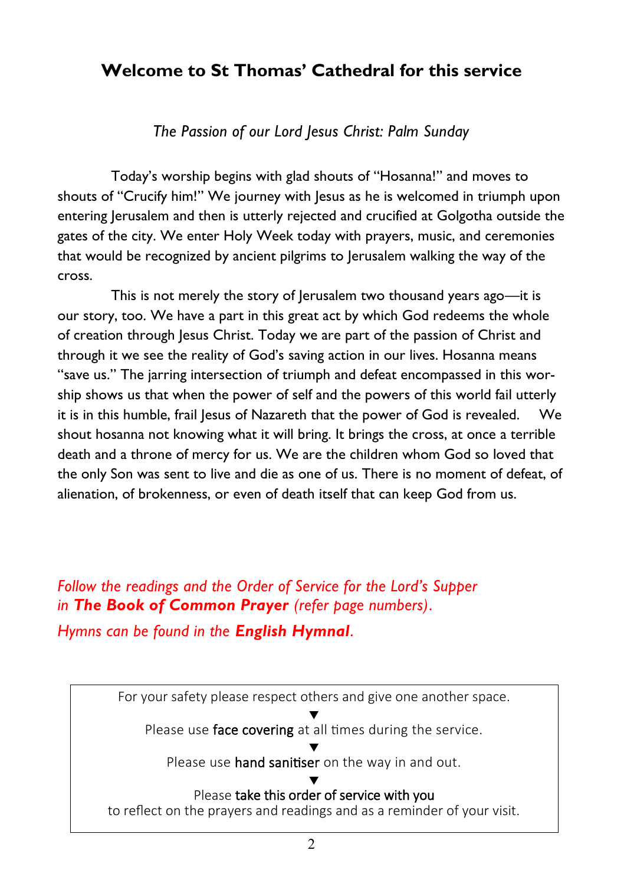## Welcome to St Thomas' Cathedral for this service

*The Passion of our Lord Jesus Christ: Palm Sunday*

Today's worship begins with glad shouts of "Hosanna!" and moves to shouts of "Crucify him!" We journey with Jesus as he is welcomed in triumph upon entering Jerusalem and then is utterly rejected and crucified at Golgotha outside the gates of the city. We enter Holy Week today with prayers, music, and ceremonies that would be recognized by ancient pilgrims to Jerusalem walking the way of the cross.

This is not merely the story of Jerusalem two thousand years ago—it is our story, too. We have a part in this great act by which God redeems the whole of creation through Jesus Christ. Today we are part of the passion of Christ and through it we see the reality of God's saving action in our lives. Hosanna means "save us." The jarring intersection of triumph and defeat encompassed in this worship shows us that when the power of self and the powers of this world fail utterly it is in this humble, frail Jesus of Nazareth that the power of God is revealed. We shout hosanna not knowing what it will bring. It brings the cross, at once a terrible death and a throne of mercy for us. We are the children whom God so loved that the only Son was sent to live and die as one of us. There is no moment of defeat, of alienation, of brokenness, or even of death itself that can keep God from us.

*Follow the readings and the Order of Service for the Lord's Supper in **The Book of Common Prayer** (refer page numbers).*

*Hymns can be found in the **English Hymnal**.*

For your safety please respect others and give one another space.

▼

Please use face covering at all times during the service.

▼

Please use hand sanitiser on the way in and out.

▼

Please take this order of service with you
to reflect on the prayers and readings and as a reminder of your visit.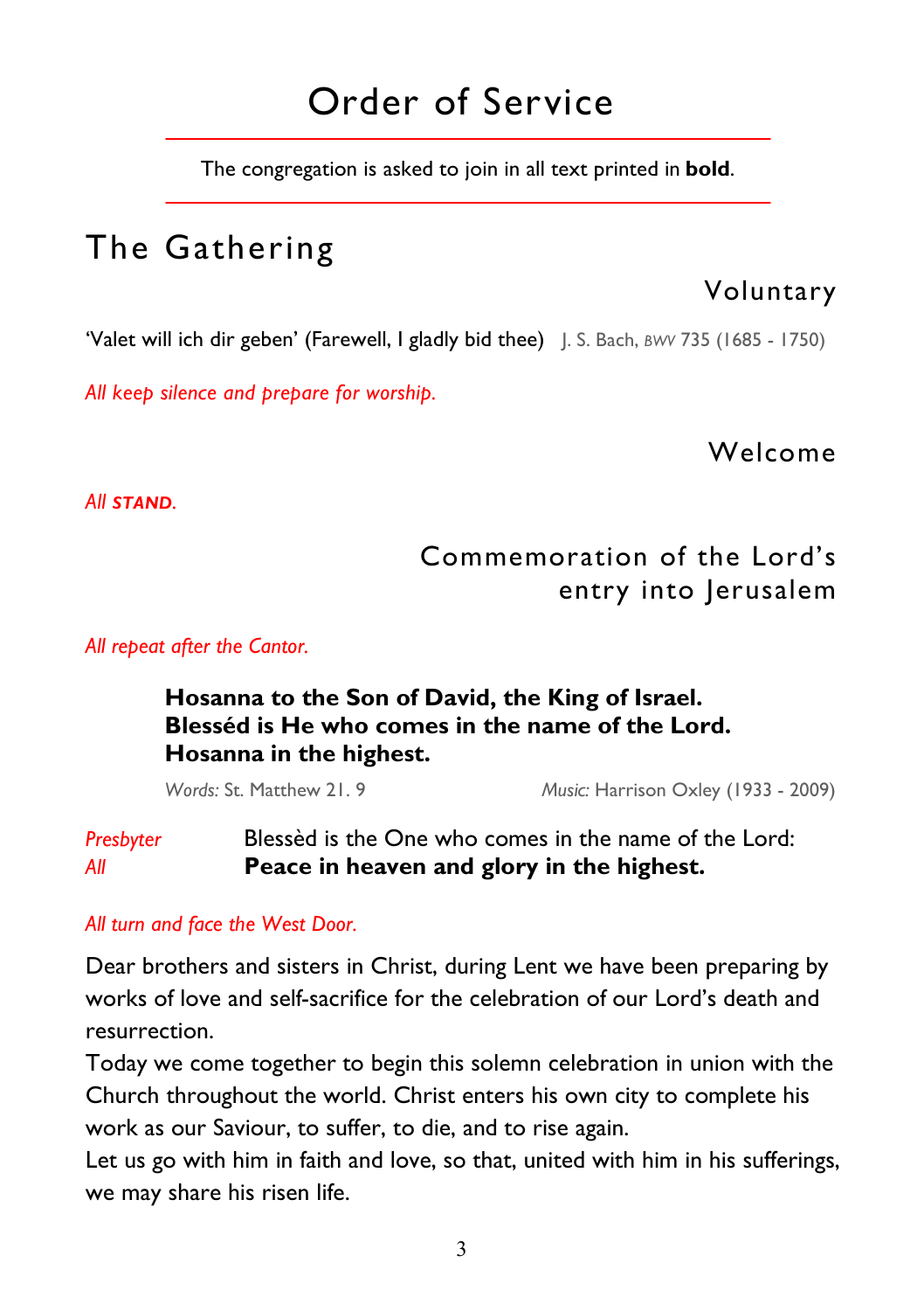# Order of Service

The congregation is asked to join in all text printed in **bold**.

## The Gathering

### Voluntary

'Valet will ich dir geben' (Farewell, I gladly bid thee) J. S. Bach, BWV 735 (1685 - 1750)

*All keep silence and prepare for worship.*

### Welcome

*All **STAND**.*

### Commemoration of the Lord's entry into Jerusalem

*All repeat after the Cantor.*

**Hosanna to the Son of David, the King of Israel.**
**Blesséd is He who comes in the name of the Lord.**
**Hosanna in the highest.**

*Words:* St. Matthew 21. 9 *Music:* Harrison Oxley (1933 - 2009)

*Presbyter* Blessèd is the One who comes in the name of the Lord:
*All* **Peace in heaven and glory in the highest.**

*All turn and face the West Door.*

Dear brothers and sisters in Christ, during Lent we have been preparing by works of love and self-sacrifice for the celebration of our Lord's death and resurrection.
Today we come together to begin this solemn celebration in union with the Church throughout the world. Christ enters his own city to complete his work as our Saviour, to suffer, to die, and to rise again.
Let us go with him in faith and love, so that, united with him in his sufferings, we may share his risen life.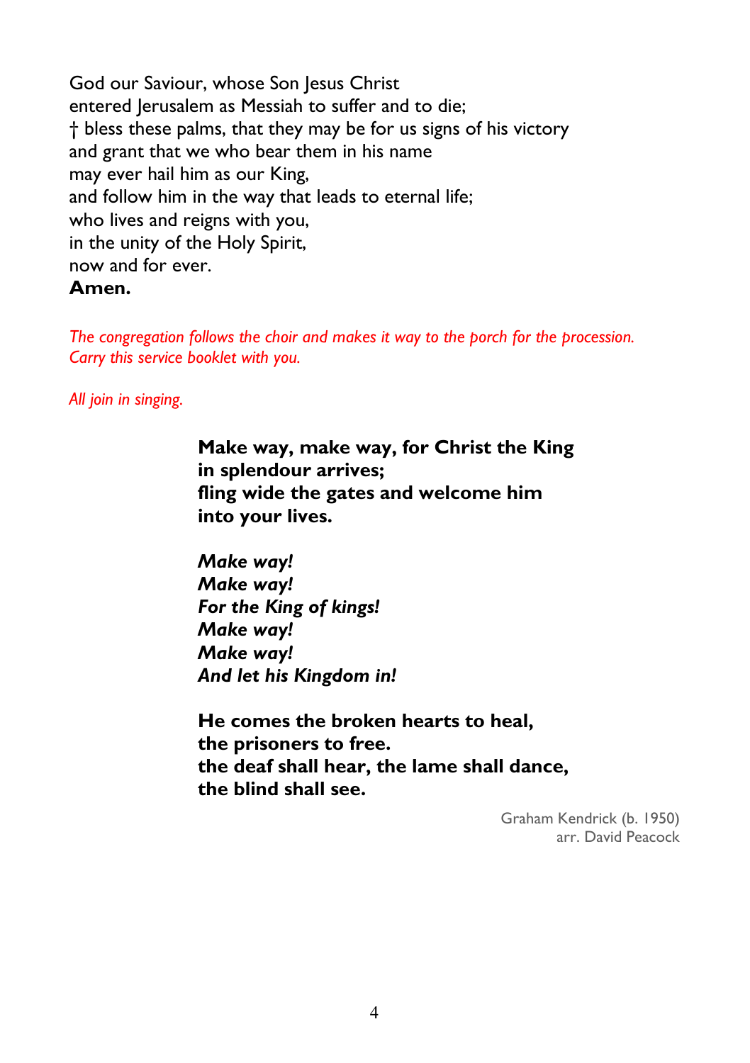God our Saviour, whose Son Jesus Christ
entered Jerusalem as Messiah to suffer and to die;
† bless these palms, that they may be for us signs of his victory
and grant that we who bear them in his name
may ever hail him as our King,
and follow him in the way that leads to eternal life;
who lives and reigns with you,
in the unity of the Holy Spirit,
now and for ever.
**Amen.**

*The congregation follows the choir and makes it way to the porch for the procession.*
*Carry this service booklet with you.*

*All join in singing.*

**Make way, make way, for Christ the King**
**in splendour arrives;**
**fling wide the gates and welcome him**
**into your lives.**

***Make way!***
***Make way!***
***For the King of kings!***
***Make way!***
***Make way!***
***And let his Kingdom in!***

**He comes the broken hearts to heal,**
**the prisoners to free.**
**the deaf shall hear, the lame shall dance,**
**the blind shall see.**

Graham Kendrick (b. 1950)
arr. David Peacock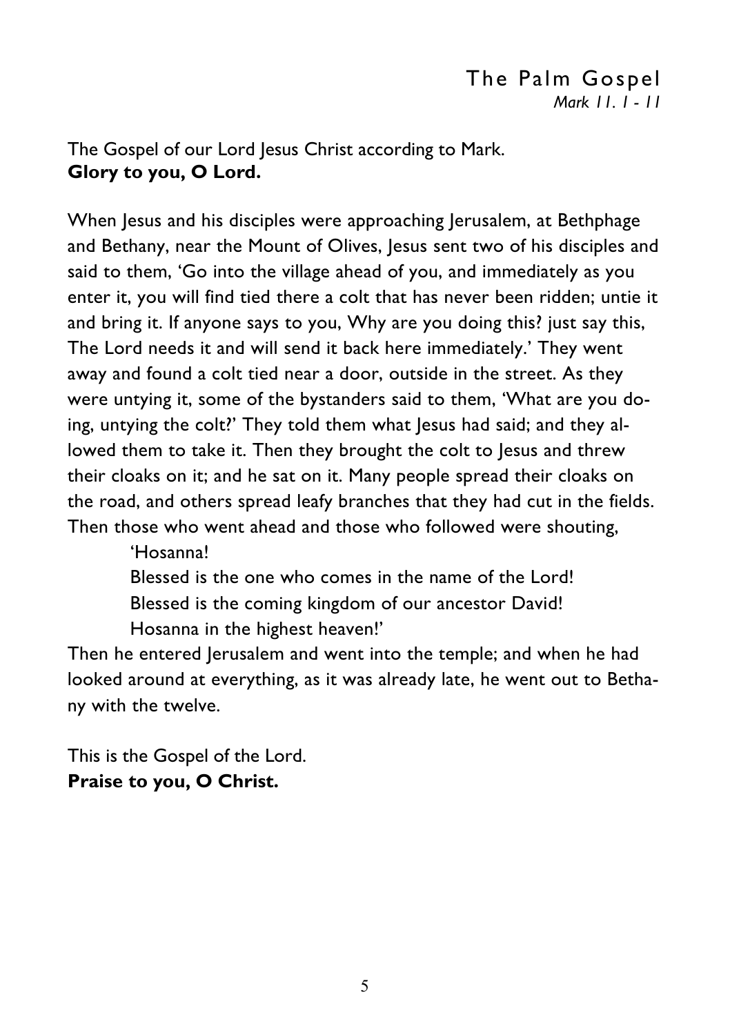## The Palm Gospel

*Mark 11. 1 - 11*

The Gospel of our Lord Jesus Christ according to Mark.
**Glory to you, O Lord.**

When Jesus and his disciples were approaching Jerusalem, at Bethphage and Bethany, near the Mount of Olives, Jesus sent two of his disciples and said to them, 'Go into the village ahead of you, and immediately as you enter it, you will find tied there a colt that has never been ridden; untie it and bring it. If anyone says to you, Why are you doing this? just say this, The Lord needs it and will send it back here immediately.' They went away and found a colt tied near a door, outside in the street. As they were untying it, some of the bystanders said to them, 'What are you doing, untying the colt?' They told them what Jesus had said; and they allowed them to take it. Then they brought the colt to Jesus and threw their cloaks on it; and he sat on it. Many people spread their cloaks on the road, and others spread leafy branches that they had cut in the fields. Then those who went ahead and those who followed were shouting,

> 'Hosanna!
> Blessed is the one who comes in the name of the Lord!
> Blessed is the coming kingdom of our ancestor David!
> Hosanna in the highest heaven!'

Then he entered Jerusalem and went into the temple; and when he had looked around at everything, as it was already late, he went out to Bethany with the twelve.

This is the Gospel of the Lord.
**Praise to you, O Christ.**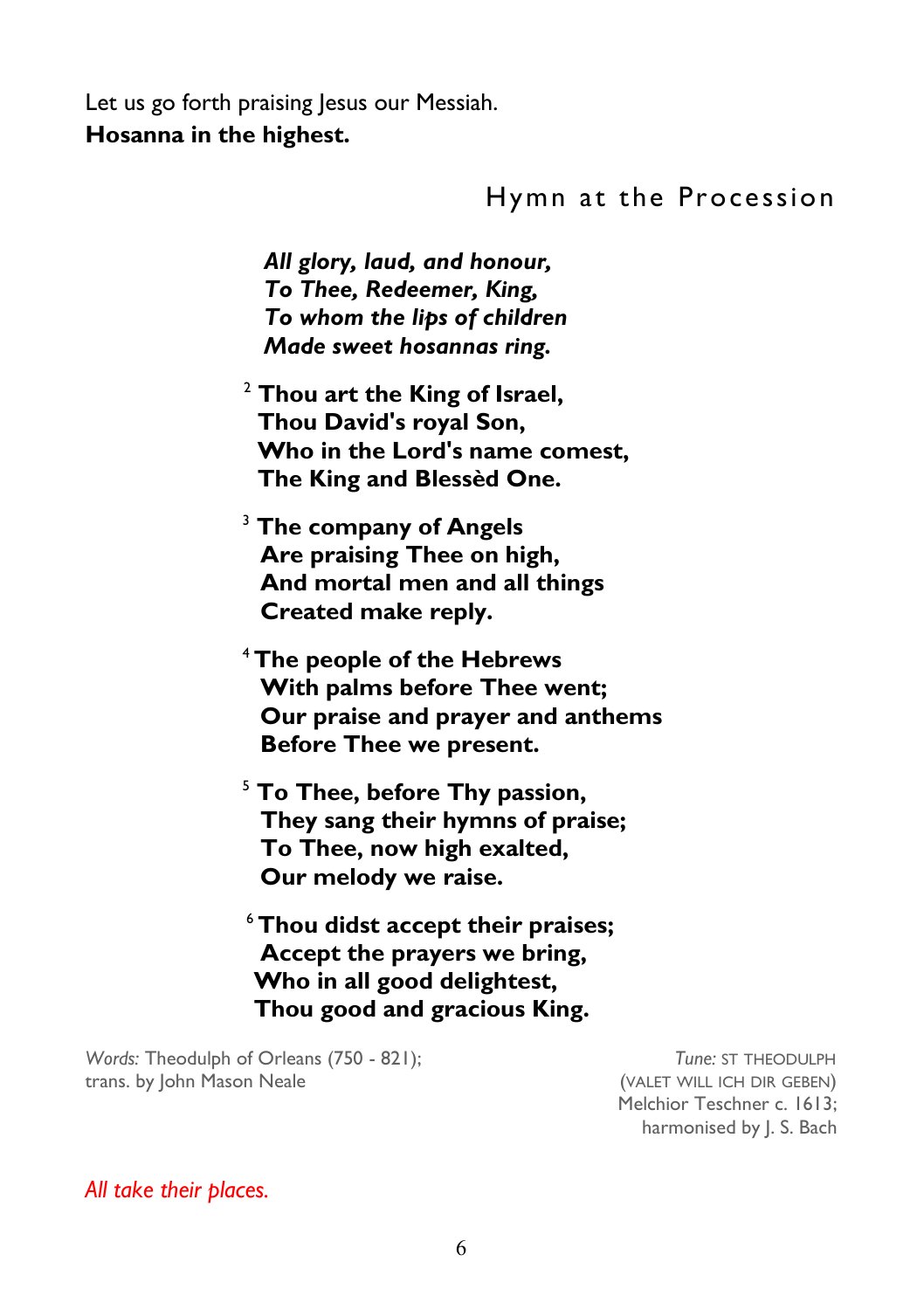Let us go forth praising Jesus our Messiah.
**Hosanna in the highest.**

## Hymn at the Procession

***All glory, laud, and honour,***
***To Thee, Redeemer, King,***
***To whom the lips of children***
***Made sweet hosannas ring.***

2 **Thou art the King of Israel,**
**Thou David's royal Son,**
**Who in the Lord's name comest,**
**The King and Blessèd One.**

3 **The company of Angels**
**Are praising Thee on high,**
**And mortal men and all things**
**Created make reply.**

4 **The people of the Hebrews**
**With palms before Thee went;**
**Our praise and prayer and anthems**
**Before Thee we present.**

5 **To Thee, before Thy passion,**
**They sang their hymns of praise;**
**To Thee, now high exalted,**
**Our melody we raise.**

6 **Thou didst accept their praises;**
**Accept the prayers we bring,**
**Who in all good delightest,**
**Thou good and gracious King.**

*Words:* Theodulph of Orleans (750 - 821);
trans. by John Mason Neale

*Tune:* ST THEODULPH
(VALET WILL ICH DIR GEBEN)
Melchior Teschner c. 1613;
harmonised by J. S. Bach

*All take their places.*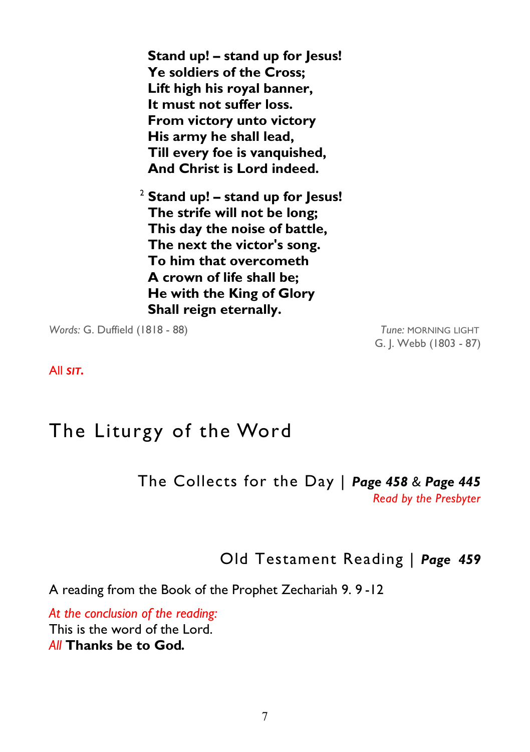**Stand up! – stand up for Jesus!**
**Ye soldiers of the Cross;**
**Lift high his royal banner,**
**It must not suffer loss.**
**From victory unto victory**
**His army he shall lead,**
**Till every foe is vanquished,**
**And Christ is Lord indeed.**

2 **Stand up! – stand up for Jesus!**
**The strife will not be long;**
**This day the noise of battle,**
**The next the victor's song.**
**To him that overcometh**
**A crown of life shall be;**
**He with the King of Glory**
**Shall reign eternally.**

*Words:* G. Duffield (1818 - 88)

*Tune:* MORNING LIGHT
G. J. Webb (1803 - 87)

All ***SIT.***

# The Liturgy of the Word

## The Collects for the Day | ***Page 458*** & ***Page 445***

*Read by the Presbyter*

## Old Testament Reading | ***Page 459***

A reading from the Book of the Prophet Zechariah 9. 9 -12

*At the conclusion of the reading:*
This is the word of the Lord.
*All* **Thanks be to God.**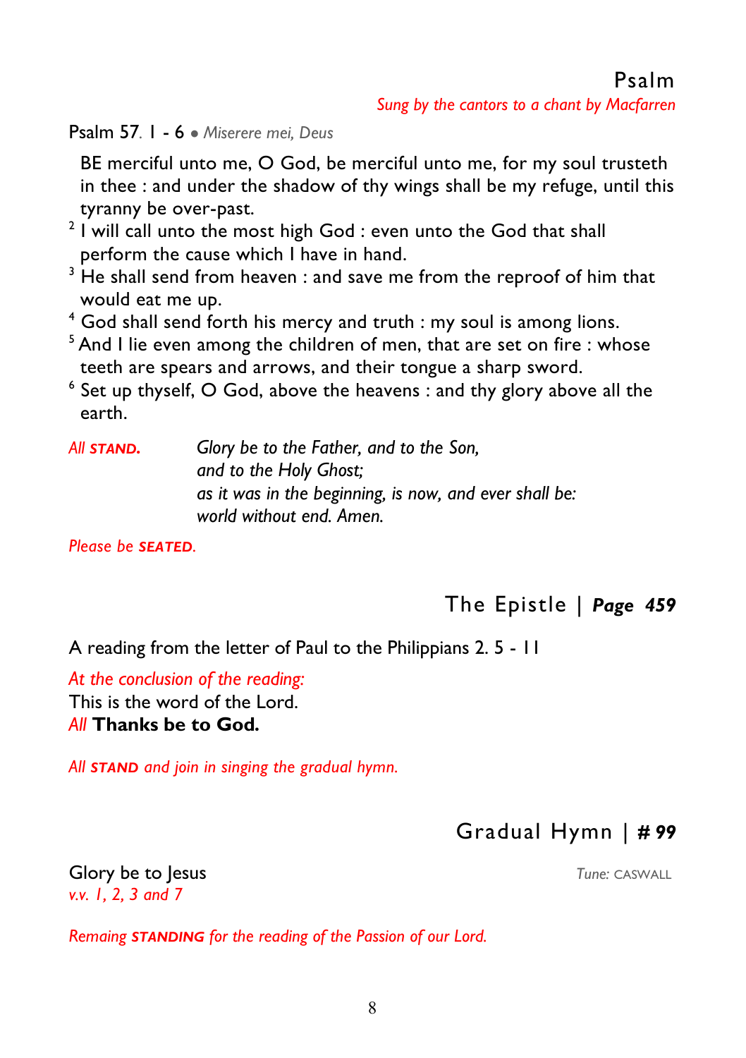## Psalm

*Sung by the cantors to a chant by Macfarren*

Psalm 57. 1 - 6 • *Miserere mei, Deus*

BE merciful unto me, O God, be merciful unto me, for my soul trusteth in thee : and under the shadow of thy wings shall be my refuge, until this tyranny be over-past.

[2] I will call unto the most high God : even unto the God that shall perform the cause which I have in hand.

[3] He shall send from heaven : and save me from the reproof of him that would eat me up.

[4] God shall send forth his mercy and truth : my soul is among lions.

[5] And I lie even among the children of men, that are set on fire : whose teeth are spears and arrows, and their tongue a sharp sword.

[6] Set up thyself, O God, above the heavens : and thy glory above all the earth.

*All* ***STAND.*** *Glory be to the Father, and to the Son,*
*and to the Holy Ghost;*
*as it was in the beginning, is now, and ever shall be:*
*world without end. Amen.*

*Please be* ***SEATED.***

## The Epistle | *Page 459*

A reading from the letter of Paul to the Philippians 2. 5 - 11

*At the conclusion of the reading:*
This is the word of the Lord.
*All* **Thanks be to God.**

*All* ***STAND*** *and join in singing the gradual hymn.*

## Gradual Hymn | *# 99*

Glory be to Jesus *Tune:* CASWALL
*v.v. 1, 2, 3 and 7*

*Remaing* ***STANDING*** *for the reading of the Passion of our Lord.*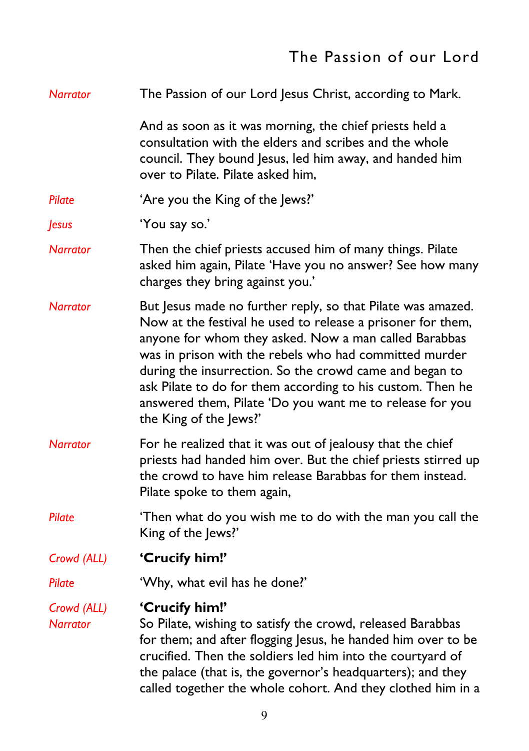## The Passion of our Lord

*Narrator* The Passion of our Lord Jesus Christ, according to Mark.

And as soon as it was morning, the chief priests held a consultation with the elders and scribes and the whole council. They bound Jesus, led him away, and handed him over to Pilate. Pilate asked him,

*Pilate* 'Are you the King of the Jews?'

*Jesus* 'You say so.'

*Narrator* Then the chief priests accused him of many things. Pilate asked him again, Pilate 'Have you no answer? See how many charges they bring against you.'

*Narrator* But Jesus made no further reply, so that Pilate was amazed. Now at the festival he used to release a prisoner for them, anyone for whom they asked. Now a man called Barabbas was in prison with the rebels who had committed murder during the insurrection. So the crowd came and began to ask Pilate to do for them according to his custom. Then he answered them, Pilate 'Do you want me to release for you the King of the Jews?'

*Narrator* For he realized that it was out of jealousy that the chief priests had handed him over. But the chief priests stirred up the crowd to have him release Barabbas for them instead. Pilate spoke to them again,

*Pilate* 'Then what do you wish me to do with the man you call the King of the Jews?'

*Crowd (ALL)* **'Crucify him!'**

*Pilate* 'Why, what evil has he done?'

*Crowd (ALL)* **'Crucify him!'**

*Narrator* So Pilate, wishing to satisfy the crowd, released Barabbas for them; and after flogging Jesus, he handed him over to be crucified. Then the soldiers led him into the courtyard of the palace (that is, the governor's headquarters); and they called together the whole cohort. And they clothed him in a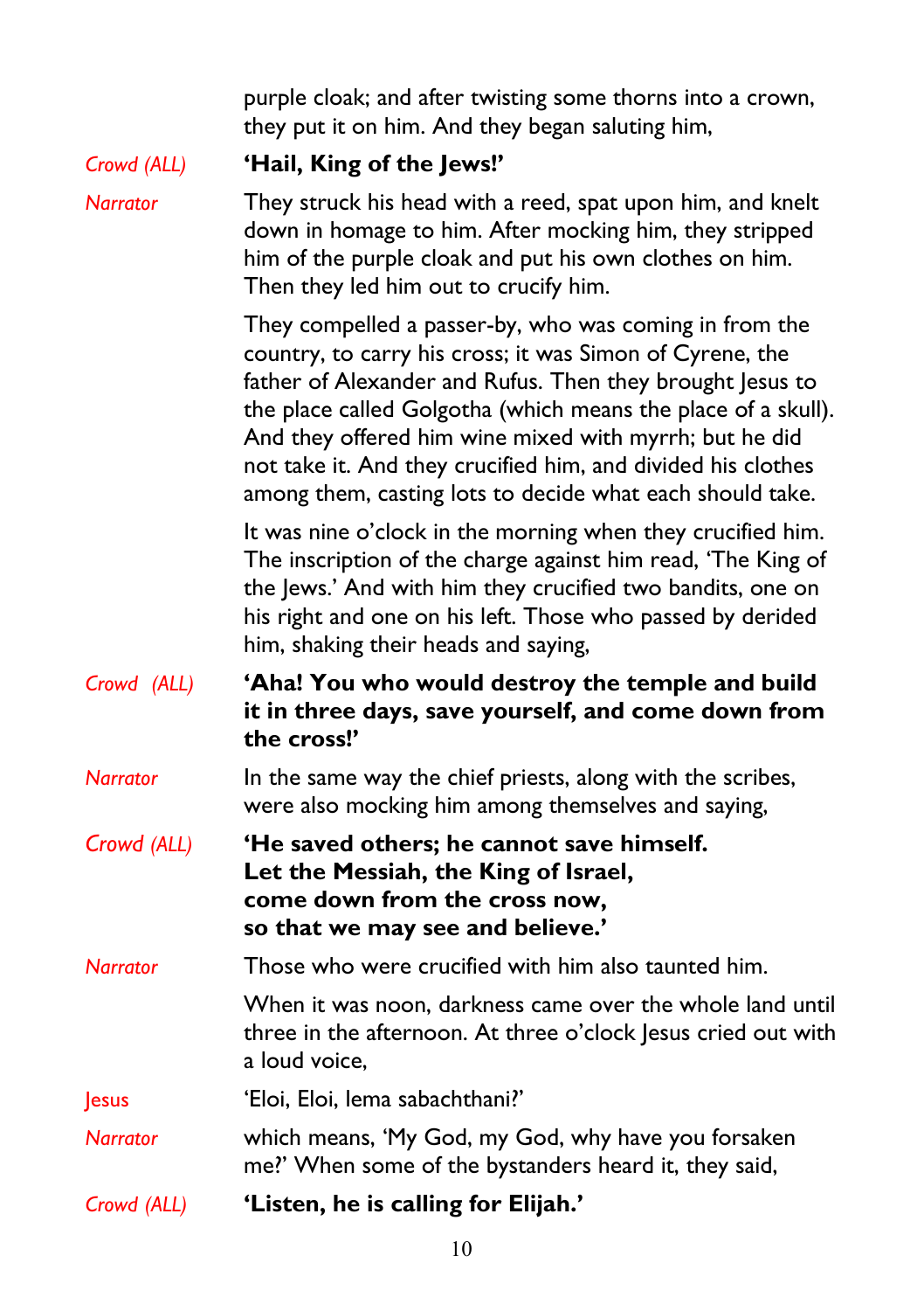purple cloak; and after twisting some thorns into a crown, they put it on him. And they began saluting him,

*Crowd (ALL)* **'Hail, King of the Jews!'**

*Narrator* They struck his head with a reed, spat upon him, and knelt down in homage to him. After mocking him, they stripped him of the purple cloak and put his own clothes on him. Then they led him out to crucify him.

They compelled a passer-by, who was coming in from the country, to carry his cross; it was Simon of Cyrene, the father of Alexander and Rufus. Then they brought Jesus to the place called Golgotha (which means the place of a skull). And they offered him wine mixed with myrrh; but he did not take it. And they crucified him, and divided his clothes among them, casting lots to decide what each should take.

It was nine o'clock in the morning when they crucified him. The inscription of the charge against him read, 'The King of the Jews.' And with him they crucified two bandits, one on his right and one on his left. Those who passed by derided him, shaking their heads and saying,

*Crowd (ALL)* **'Aha! You who would destroy the temple and build it in three days, save yourself, and come down from the cross!'**

*Narrator* In the same way the chief priests, along with the scribes, were also mocking him among themselves and saying,

*Crowd (ALL)* **'He saved others; he cannot save himself.**
**Let the Messiah, the King of Israel,**
**come down from the cross now,**
**so that we may see and believe.'**

*Narrator* Those who were crucified with him also taunted him.

When it was noon, darkness came over the whole land until three in the afternoon. At three o'clock Jesus cried out with a loud voice,

Jesus 'Eloi, Eloi, lema sabachthani?'

*Narrator* which means, 'My God, my God, why have you forsaken me?' When some of the bystanders heard it, they said,

*Crowd (ALL)* **'Listen, he is calling for Elijah.'**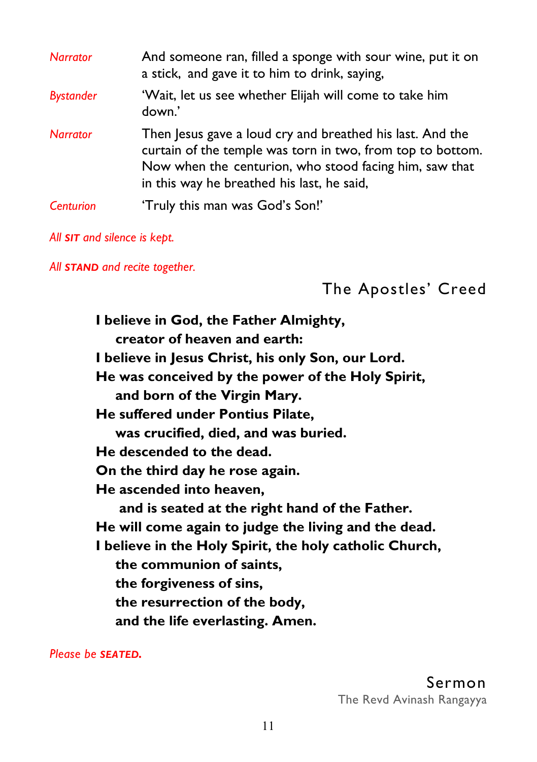*Narrator* And someone ran, filled a sponge with sour wine, put it on a stick, and gave it to him to drink, saying,

*Bystander* 'Wait, let us see whether Elijah will come to take him down.'

*Narrator* Then Jesus gave a loud cry and breathed his last. And the curtain of the temple was torn in two, from top to bottom. Now when the centurion, who stood facing him, saw that in this way he breathed his last, he said,

*Centurion* 'Truly this man was God's Son!'

*All **SIT** and silence is kept.*

*All **STAND** and recite together.*

## The Apostles' Creed

**I believe in God, the Father Almighty,**
**creator of heaven and earth:**
**I believe in Jesus Christ, his only Son, our Lord.**
**He was conceived by the power of the Holy Spirit,**
**and born of the Virgin Mary.**
**He suffered under Pontius Pilate,**
**was crucified, died, and was buried.**
**He descended to the dead.**
**On the third day he rose again.**
**He ascended into heaven,**
**and is seated at the right hand of the Father.**
**He will come again to judge the living and the dead.**
**I believe in the Holy Spirit, the holy catholic Church,**
**the communion of saints,**
**the forgiveness of sins,**
**the resurrection of the body,**
**and the life everlasting. Amen.**

*Please be **SEATED.***

## Sermon

The Revd Avinash Rangayya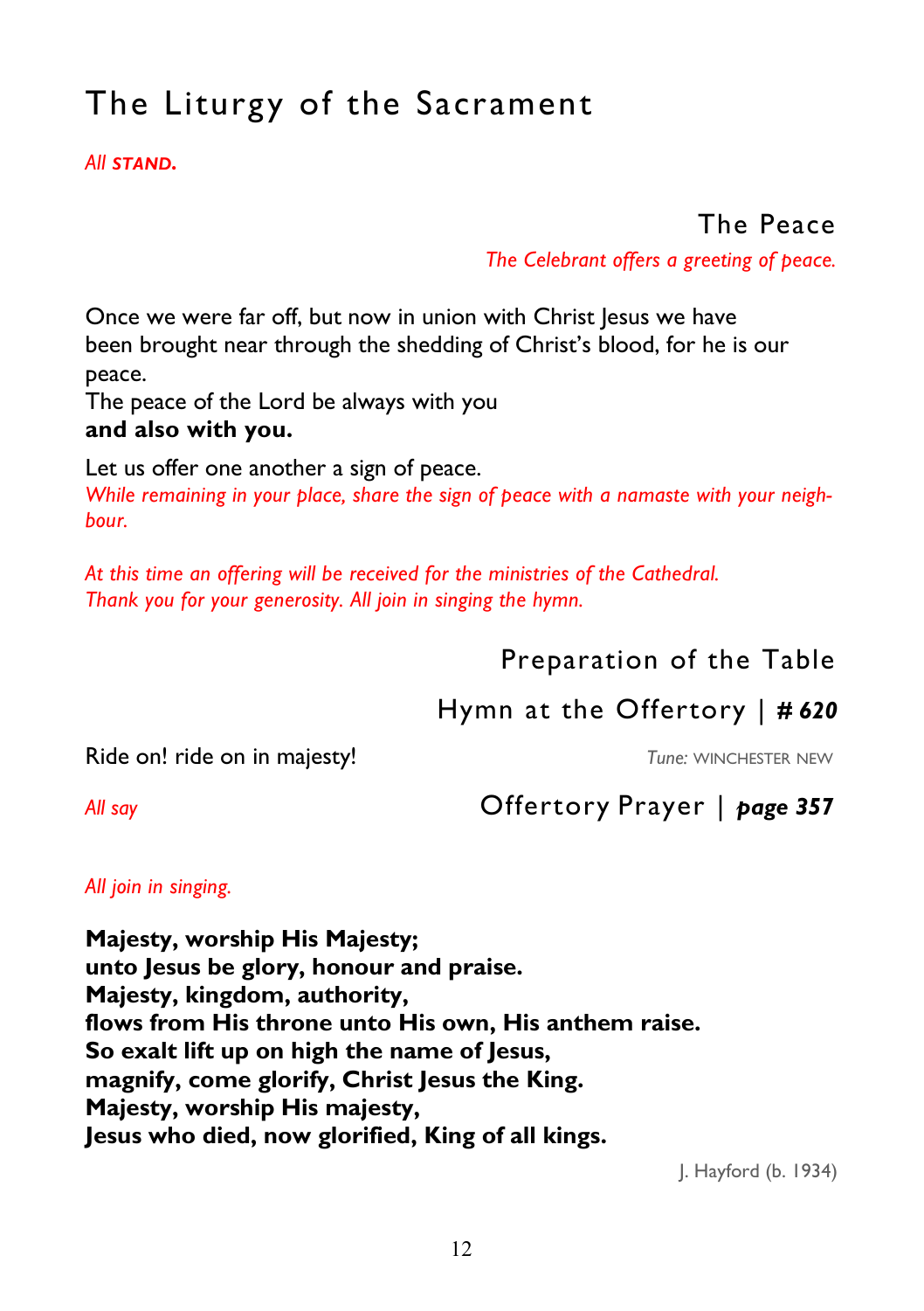# The Liturgy of the Sacrament

*All* ***STAND.***

## The Peace

*The Celebrant offers a greeting of peace.*

Once we were far off, but now in union with Christ Jesus we have been brought near through the shedding of Christ's blood, for he is our peace.
The peace of the Lord be always with you
**and also with you.**

Let us offer one another a sign of peace.
*While remaining in your place, share the sign of peace with a namaste with your neighbour.*

*At this time an offering will be received for the ministries of the Cathedral. Thank you for your generosity. All join in singing the hymn.*

## Preparation of the Table

## Hymn at the Offertory | ***# 620***

Ride on! ride on in majesty! *Tune:* WINCHESTER NEW

## Offertory Prayer | ***page 357***

*All say*

*All join in singing.*

**Majesty, worship His Majesty;**
**unto Jesus be glory, honour and praise.**
**Majesty, kingdom, authority,**
**flows from His throne unto His own, His anthem raise.**
**So exalt lift up on high the name of Jesus,**
**magnify, come glorify, Christ Jesus the King.**
**Majesty, worship His majesty,**
**Jesus who died, now glorified, King of all kings.**

J. Hayford (b. 1934)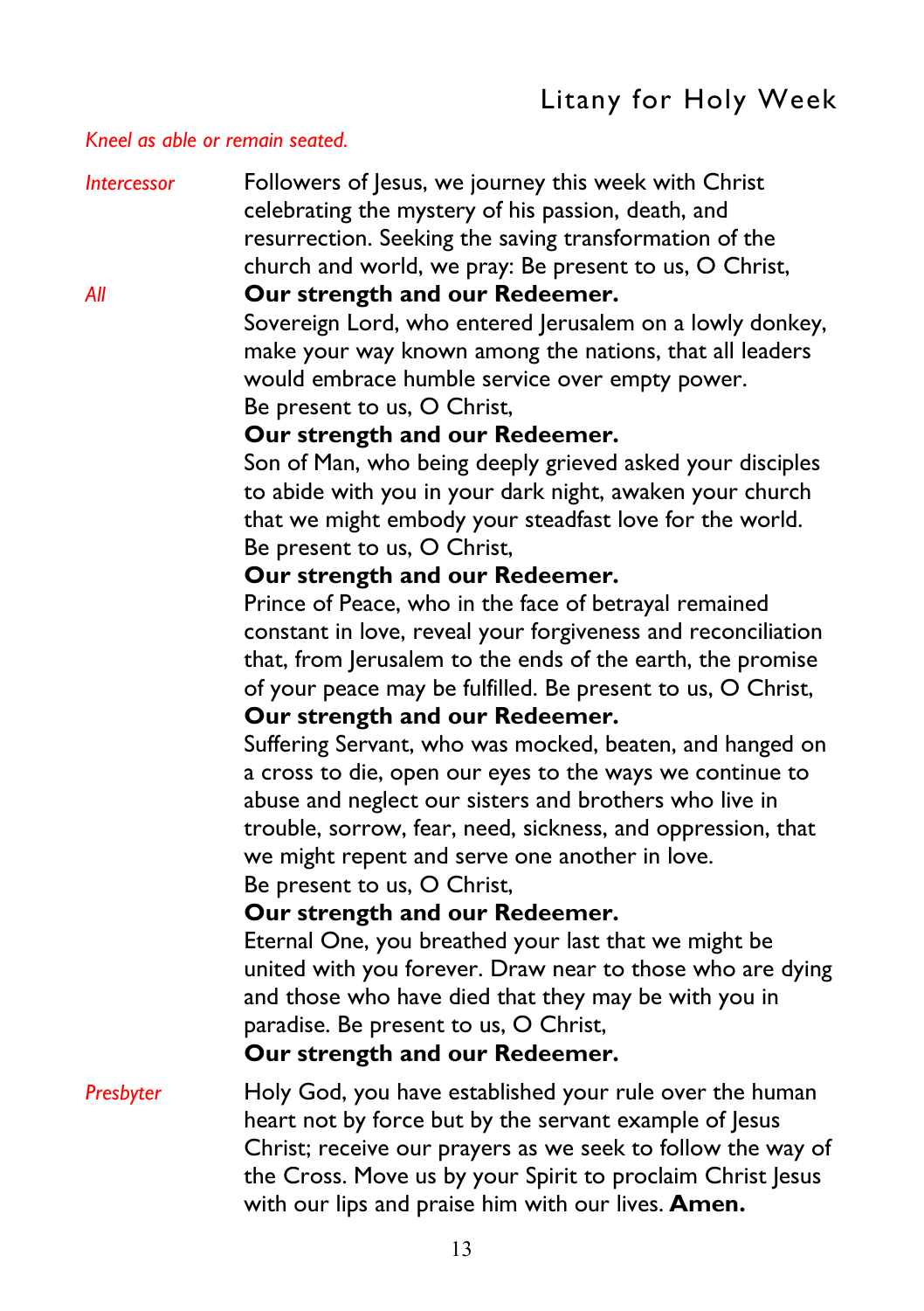## Litany for Holy Week

*Kneel as able or remain seated.*

*Intercessor* Followers of Jesus, we journey this week with Christ celebrating the mystery of his passion, death, and resurrection. Seeking the saving transformation of the church and world, we pray: Be present to us, O Christ,

*All* **Our strength and our Redeemer.**

Sovereign Lord, who entered Jerusalem on a lowly donkey, make your way known among the nations, that all leaders would embrace humble service over empty power. Be present to us, O Christ,

**Our strength and our Redeemer.**

Son of Man, who being deeply grieved asked your disciples to abide with you in your dark night, awaken your church that we might embody your steadfast love for the world. Be present to us, O Christ,

**Our strength and our Redeemer.**

Prince of Peace, who in the face of betrayal remained constant in love, reveal your forgiveness and reconciliation that, from Jerusalem to the ends of the earth, the promise of your peace may be fulfilled. Be present to us, O Christ,

**Our strength and our Redeemer.**

Suffering Servant, who was mocked, beaten, and hanged on a cross to die, open our eyes to the ways we continue to abuse and neglect our sisters and brothers who live in trouble, sorrow, fear, need, sickness, and oppression, that we might repent and serve one another in love. Be present to us, O Christ,

**Our strength and our Redeemer.**

Eternal One, you breathed your last that we might be united with you forever. Draw near to those who are dying and those who have died that they may be with you in paradise. Be present to us, O Christ,

**Our strength and our Redeemer.**

*Presbyter* Holy God, you have established your rule over the human heart not by force but by the servant example of Jesus Christ; receive our prayers as we seek to follow the way of the Cross. Move us by your Spirit to proclaim Christ Jesus with our lips and praise him with our lives. **Amen.**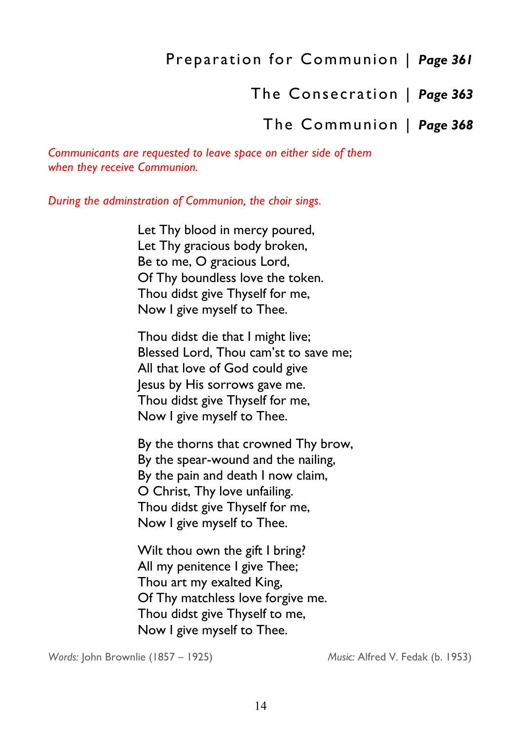Preparation for Communion | ***Page 361***

The Consecration | ***Page 363***

The Communion | ***Page 368***

*Communicants are requested to leave space on either side of them when they receive Communion.*

*During the adminstration of Communion, the choir sings.*

Let Thy blood in mercy poured,  
Let Thy gracious body broken,  
Be to me, O gracious Lord,  
Of Thy boundless love the token.  
Thou didst give Thyself for me,  
Now I give myself to Thee.

Thou didst die that I might live;  
Blessed Lord, Thou cam'st to save me;  
All that love of God could give  
Jesus by His sorrows gave me.  
Thou didst give Thyself for me,  
Now I give myself to Thee.

By the thorns that crowned Thy brow,  
By the spear-wound and the nailing,  
By the pain and death I now claim,  
O Christ, Thy love unfailing.  
Thou didst give Thyself for me,  
Now I give myself to Thee.

Wilt thou own the gift I bring?  
All my penitence I give Thee;  
Thou art my exalted King,  
Of Thy matchless love forgive me.  
Thou didst give Thyself to me,  
Now I give myself to Thee.

*Words:* John Brownlie (1857 – 1925) *Music:* Alfred V. Fedak (b. 1953)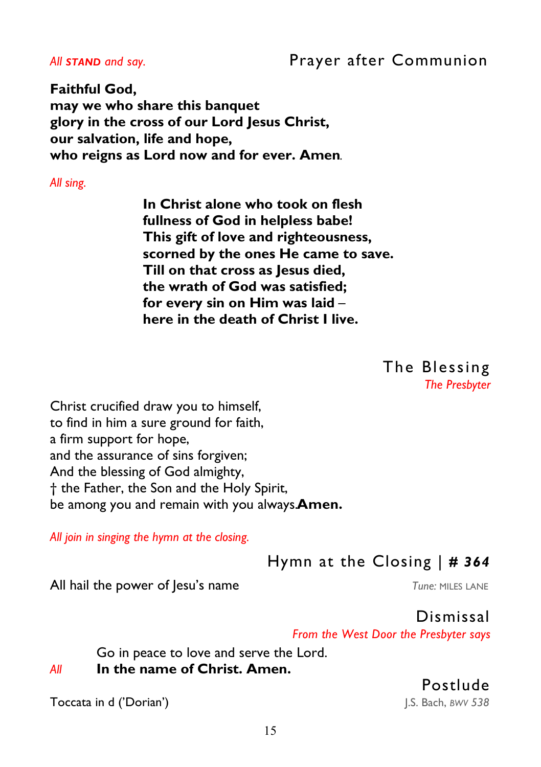*All **STAND** and say.*

## Prayer after Communion

**Faithful God,**
**may we who share this banquet**
**glory in the cross of our Lord Jesus Christ,**
**our salvation, life and hope,**
**who reigns as Lord now and for ever. Amen.**

*All sing.*

**In Christ alone who took on flesh**
**fullness of God in helpless babe!**
**This gift of love and righteousness,**
**scorned by the ones He came to save.**
**Till on that cross as Jesus died,**
**the wrath of God was satisfied;**
**for every sin on Him was laid –**
**here in the death of Christ I live.**

## The Blessing

*The Presbyter*

Christ crucified draw you to himself,
to find in him a sure ground for faith,
a firm support for hope,
and the assurance of sins forgiven;
And the blessing of God almighty,
† the Father, the Son and the Holy Spirit,
be among you and remain with you always.**Amen.**

*All join in singing the hymn at the closing.*

## Hymn at the Closing | ***# 364***

All hail the power of Jesu's name — *Tune:* MILES LANE

## Dismissal

*From the West Door the Presbyter says*

Go in peace to love and serve the Lord.

*All* **In the name of Christ. Amen.**

## Postlude

Toccata in d ('Dorian') — J.S. Bach, *BWV 538*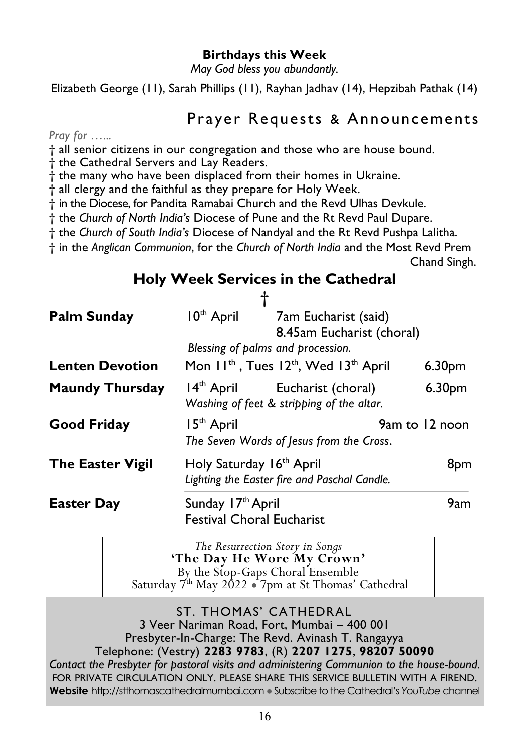**Birthdays this Week**

*May God bless you abundantly.*

Elizabeth George (11), Sarah Phillips (11), Rayhan Jadhav (14), Hepzibah Pathak (14)

## Prayer Requests & Announcements

*Pray for …...*

† all senior citizens in our congregation and those who are house bound.
† the Cathedral Servers and Lay Readers.
† the many who have been displaced from their homes in Ukraine.
† all clergy and the faithful as they prepare for Holy Week.
† in the Diocese, for Pandita Ramabai Church and the Revd Ulhas Devkule.
† the *Church of North India's* Diocese of Pune and the Rt Revd Paul Dupare.
† the *Church of South India's* Diocese of Nandyal and the Rt Revd Pushpa Lalitha.
† in the *Anglican Communion*, for the *Church of North India* and the Most Revd Prem Chand Singh.

## Holy Week Services in the Cathedral

†

| | | | |
|---|---|---|---|
| **Palm Sunday** | 10th April | 7am Eucharist (said)<br>8.45am Eucharist (choral)<br>*Blessing of palms and procession.* | |
| **Lenten Devotion** | Mon 11th, Tues 12th, Wed 13th April | | 6.30pm |
| **Maundy Thursday** | 14th April | Eucharist (choral)<br>*Washing of feet & stripping of the altar.* | 6.30pm |
| **Good Friday** | 15th April | *The Seven Words of Jesus from the Cross.* | 9am to 12 noon |
| **The Easter Vigil** | Holy Saturday 16th April | *Lighting the Easter fire and Paschal Candle.* | 8pm |
| **Easter Day** | Sunday 17th April | Festival Choral Eucharist | 9am |

*The Resurrection Story in Songs*
**'The Day He Wore My Crown'**
By the Stop-Gaps Choral Ensemble
Saturday 7th May 2022 • 7pm at St Thomas' Cathedral

ST. THOMAS' CATHEDRAL
3 Veer Nariman Road, Fort, Mumbai – 400 001
Presbyter-In-Charge: The Revd. Avinash T. Rangayya
Telephone: (Vestry) **2283 9783**, (R) **2207 1275**, **98207 50090**
*Contact the Presbyter for pastoral visits and administering Communion to the house-bound.*
FOR PRIVATE CIRCULATION ONLY. PLEASE SHARE THIS SERVICE BULLETIN WITH A FIREND.
**Website** http://stthomascathedralmumbai.com • Subscribe to the Cathedral's *YouTube* channel